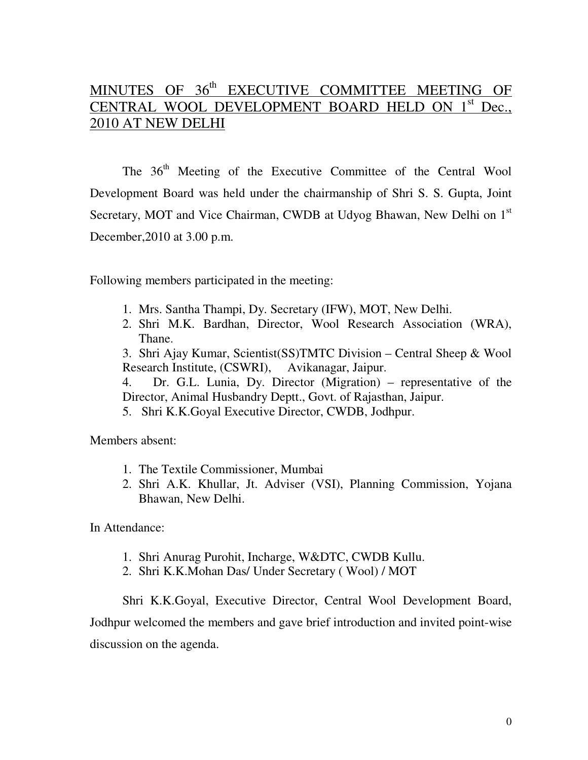# MINUTES OF 36th EXECUTIVE COMMITTEE MEETING OF CENTRAL WOOL DEVELOPMENT BOARD HELD ON 1st Dec., 2010 AT NEW DELHI

The 36th Meeting of the Executive Committee of the Central Wool Development Board was held under the chairmanship of Shri S. S. Gupta, Joint Secretary, MOT and Vice Chairman, CWDB at Udyog Bhawan, New Delhi on 1st December,2010 at 3.00 p.m.

Following members participated in the meeting:

1. Mrs. Santha Thampi, Dy. Secretary (IFW), MOT, New Delhi.
2. Shri M.K. Bardhan, Director, Wool Research Association (WRA), Thane.
3. Shri Ajay Kumar, Scientist(SS)TMTC Division – Central Sheep & Wool Research Institute, (CSWRI), Avikanagar, Jaipur.
4. Dr. G.L. Lunia, Dy. Director (Migration) – representative of the Director, Animal Husbandry Deptt., Govt. of Rajasthan, Jaipur.
5. Shri K.K.Goyal Executive Director, CWDB, Jodhpur.

Members absent:

1. The Textile Commissioner, Mumbai
2. Shri A.K. Khullar, Jt. Adviser (VSI), Planning Commission, Yojana Bhawan, New Delhi.

In Attendance:

1. Shri Anurag Purohit, Incharge, W&DTC, CWDB Kullu.
2. Shri K.K.Mohan Das/ Under Secretary ( Wool) / MOT

Shri K.K.Goyal, Executive Director, Central Wool Development Board, Jodhpur welcomed the members and gave brief introduction and invited point-wise discussion on the agenda.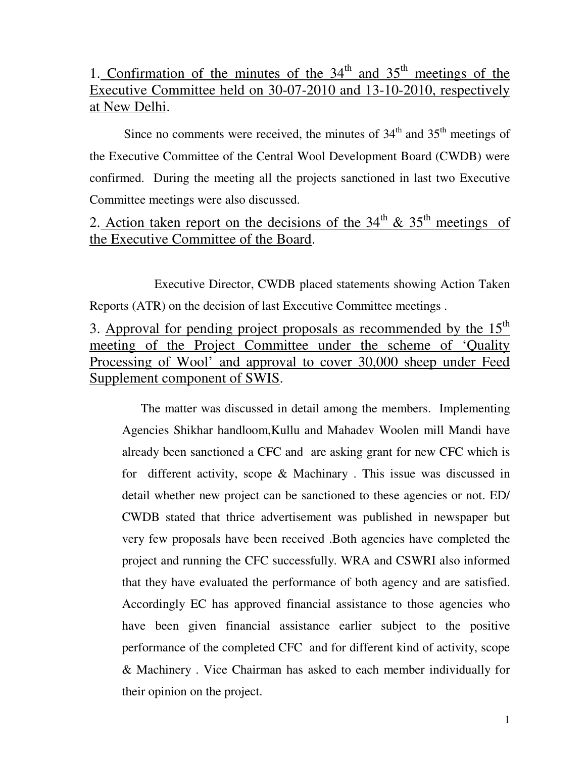## 1. Confirmation of the minutes of the 34th and 35th meetings of the Executive Committee held on 30-07-2010 and 13-10-2010, respectively at New Delhi.

Since no comments were received, the minutes of 34th and 35th meetings of the Executive Committee of the Central Wool Development Board (CWDB) were confirmed. During the meeting all the projects sanctioned in last two Executive Committee meetings were also discussed.

## 2. Action taken report on the decisions of the 34th & 35th meetings of the Executive Committee of the Board.

Executive Director, CWDB placed statements showing Action Taken Reports (ATR) on the decision of last Executive Committee meetings .

## 3. Approval for pending project proposals as recommended by the 15th meeting of the Project Committee under the scheme of 'Quality Processing of Wool' and approval to cover 30,000 sheep under Feed Supplement component of SWIS.

The matter was discussed in detail among the members. Implementing Agencies Shikhar handloom,Kullu and Mahadev Woolen mill Mandi have already been sanctioned a CFC and are asking grant for new CFC which is for different activity, scope & Machinary . This issue was discussed in detail whether new project can be sanctioned to these agencies or not. ED/ CWDB stated that thrice advertisement was published in newspaper but very few proposals have been received .Both agencies have completed the project and running the CFC successfully. WRA and CSWRI also informed that they have evaluated the performance of both agency and are satisfied. Accordingly EC has approved financial assistance to those agencies who have been given financial assistance earlier subject to the positive performance of the completed CFC and for different kind of activity, scope & Machinery . Vice Chairman has asked to each member individually for their opinion on the project.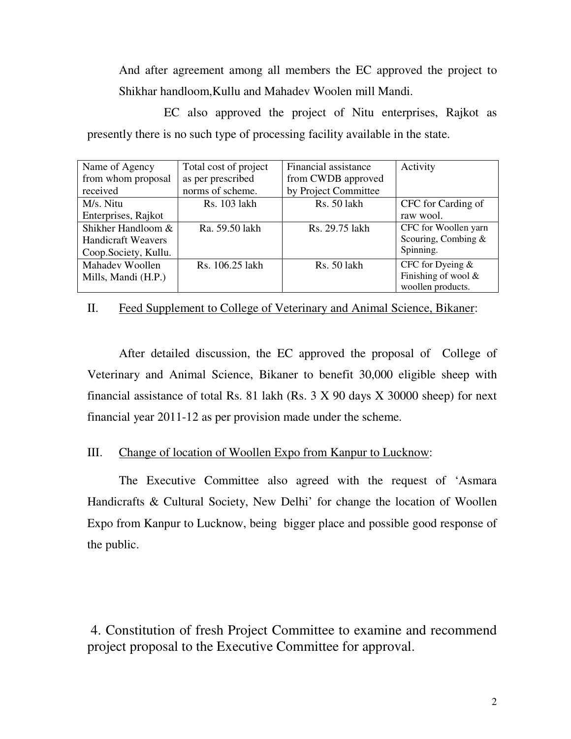And after agreement among all members the EC approved the project to Shikhar handloom,Kullu and Mahadev Woolen mill Mandi.

EC also approved the project of Nitu enterprises, Rajkot as presently there is no such type of processing facility available in the state.

| Name of Agency from whom proposal received | Total cost of project as per prescribed norms of scheme. | Financial assistance from CWDB approved by Project Committee | Activity |
|---|---|---|---|
| M/s. Nitu Enterprises, Rajkot | Rs. 103 lakh | Rs. 50 lakh | CFC for Carding of raw wool. |
| Shikher Handloom & Handicraft Weavers Coop.Society, Kullu. | Ra. 59.50 lakh | Rs. 29.75 lakh | CFC for Woollen yarn Scouring, Combing & Spinning. |
| Mahadev Woollen Mills, Mandi (H.P.) | Rs. 106.25 lakh | Rs. 50 lakh | CFC for Dyeing & Finishing of wool & woollen products. |

II. Feed Supplement to College of Veterinary and Animal Science, Bikaner:

After detailed discussion, the EC approved the proposal of College of Veterinary and Animal Science, Bikaner to benefit 30,000 eligible sheep with financial assistance of total Rs. 81 lakh (Rs. 3 X 90 days X 30000 sheep) for next financial year 2011-12 as per provision made under the scheme.

III. Change of location of Woollen Expo from Kanpur to Lucknow:

The Executive Committee also agreed with the request of 'Asmara Handicrafts & Cultural Society, New Delhi' for change the location of Woollen Expo from Kanpur to Lucknow, being bigger place and possible good response of the public.

4. Constitution of fresh Project Committee to examine and recommend project proposal to the Executive Committee for approval.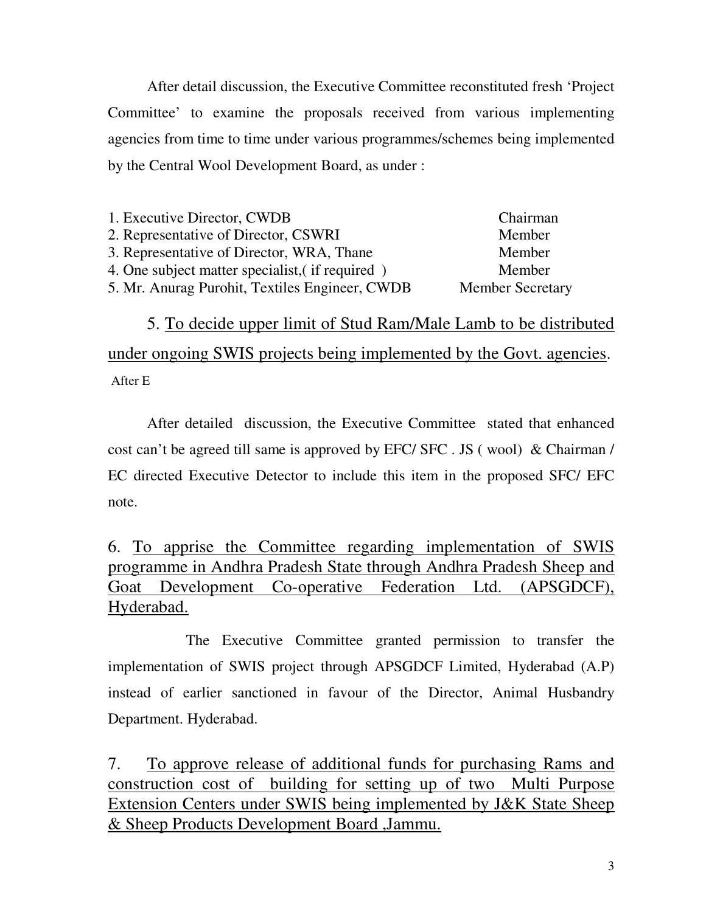After detail discussion, the Executive Committee reconstituted fresh 'Project Committee' to examine the proposals received from various implementing agencies from time to time under various programmes/schemes being implemented by the Central Wool Development Board, as under :

| | |
|---|---|
| 1. Executive Director, CWDB | Chairman |
| 2. Representative of Director, CSWRI | Member |
| 3. Representative of Director, WRA, Thane | Member |
| 4. One subject matter specialist,( if required ) | Member |
| 5. Mr. Anurag Purohit, Textiles Engineer, CWDB | Member Secretary |

5. <u>To decide upper limit of Stud Ram/Male Lamb to be distributed under ongoing SWIS projects being implemented by the Govt. agencies</u>.

After E

After detailed discussion, the Executive Committee stated that enhanced cost can't be agreed till same is approved by EFC/ SFC . JS ( wool) & Chairman / EC directed Executive Detector to include this item in the proposed SFC/ EFC note.

6. <u>To apprise the Committee regarding implementation of SWIS programme in Andhra Pradesh State through Andhra Pradesh Sheep and Goat Development Co-operative Federation Ltd. (APSGDCF), Hyderabad.</u>

The Executive Committee granted permission to transfer the implementation of SWIS project through APSGDCF Limited, Hyderabad (A.P) instead of earlier sanctioned in favour of the Director, Animal Husbandry Department. Hyderabad.

7. <u>To approve release of additional funds for purchasing Rams and construction cost of building for setting up of two Multi Purpose Extension Centers under SWIS being implemented by J&K State Sheep & Sheep Products Development Board ,Jammu.</u>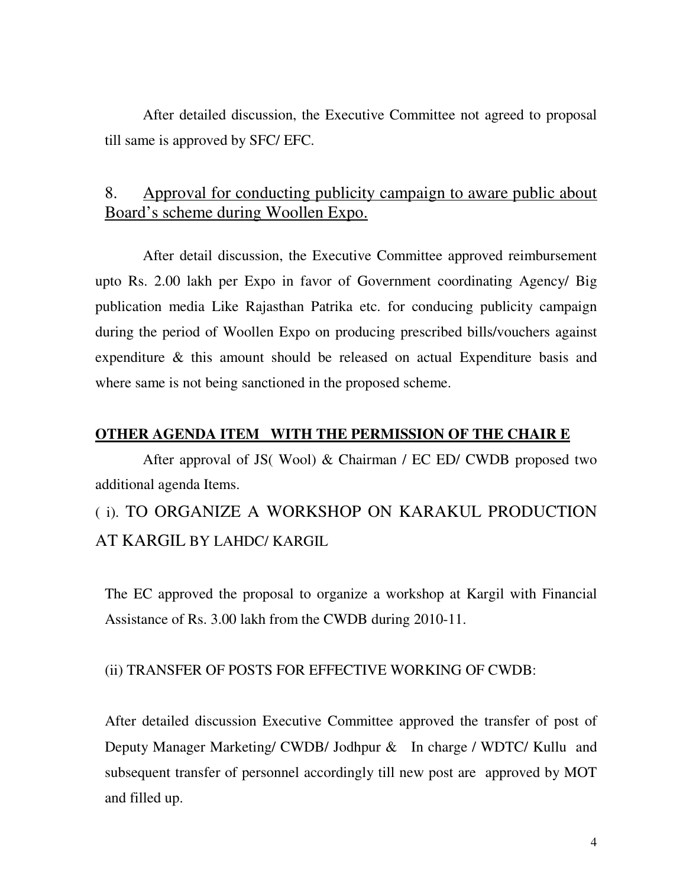After detailed discussion, the Executive Committee not agreed to proposal till same is approved by SFC/ EFC.

## 8. Approval for conducting publicity campaign to aware public about Board's scheme during Woollen Expo.

After detail discussion, the Executive Committee approved reimbursement upto Rs. 2.00 lakh per Expo in favor of Government coordinating Agency/ Big publication media Like Rajasthan Patrika etc. for conducing publicity campaign during the period of Woollen Expo on producing prescribed bills/vouchers against expenditure & this amount should be released on actual Expenditure basis and where same is not being sanctioned in the proposed scheme.

**OTHER AGENDA ITEM WITH THE PERMISSION OF THE CHAIR E**

After approval of JS( Wool) & Chairman / EC ED/ CWDB proposed two additional agenda Items.

### ( i). TO ORGANIZE A WORKSHOP ON KARAKUL PRODUCTION AT KARGIL BY LAHDC/ KARGIL

The EC approved the proposal to organize a workshop at Kargil with Financial Assistance of Rs. 3.00 lakh from the CWDB during 2010-11.

(ii) TRANSFER OF POSTS FOR EFFECTIVE WORKING OF CWDB:

After detailed discussion Executive Committee approved the transfer of post of Deputy Manager Marketing/ CWDB/ Jodhpur & In charge / WDTC/ Kullu and subsequent transfer of personnel accordingly till new post are approved by MOT and filled up.